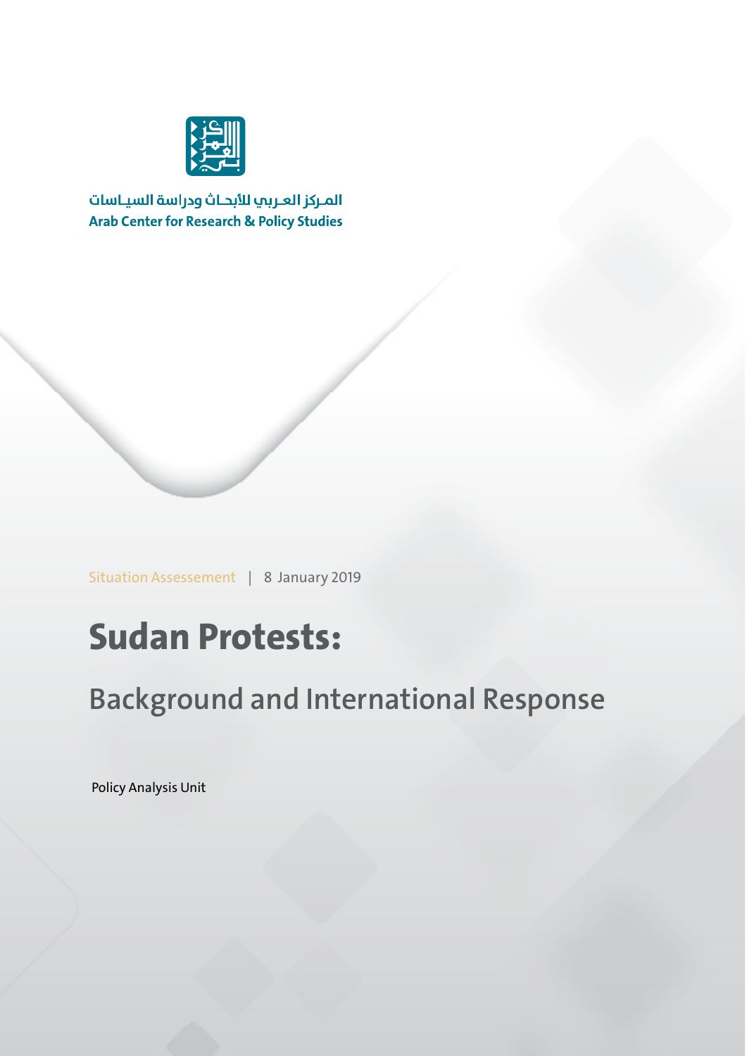المـركز العـربي للأبحـاث ودراسة السيـاسات

**Arab Center for Research & Policy Studies**

Situation Assessement | 8 January 2019

# Sudan Protests:

## Background and International Response

Policy Analysis Unit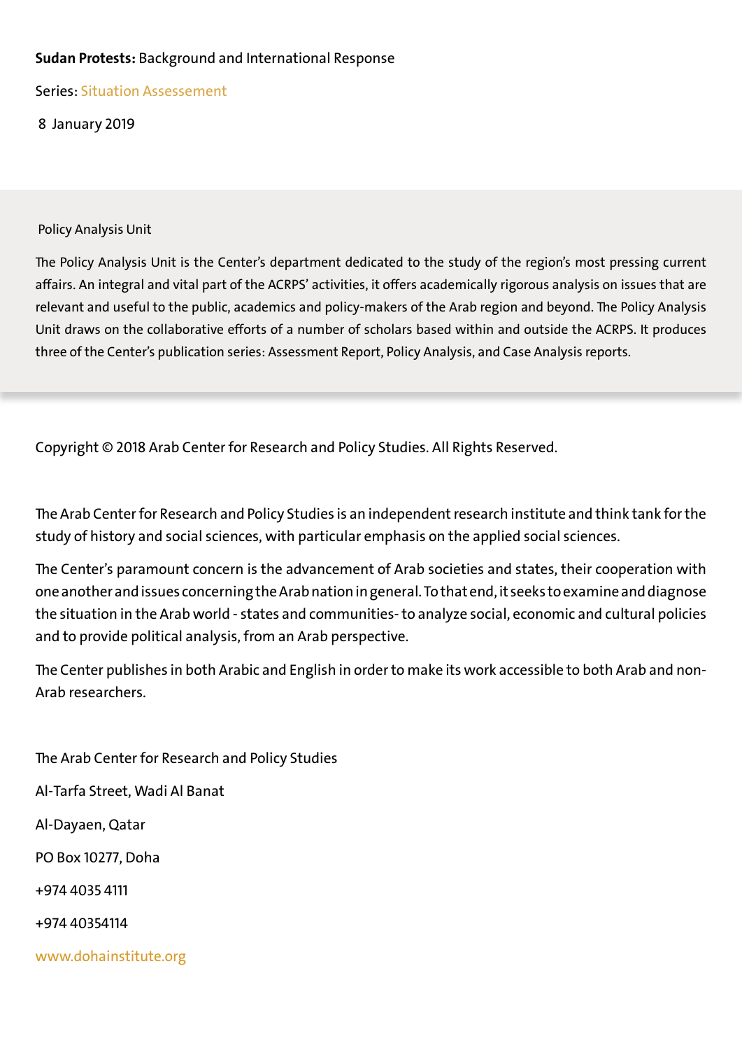**Sudan Protests:** Background and International Response

Series: Situation Assessement

8 January 2019

Policy Analysis Unit

The Policy Analysis Unit is the Center's department dedicated to the study of the region's most pressing current affairs. An integral and vital part of the ACRPS' activities, it offers academically rigorous analysis on issues that are relevant and useful to the public, academics and policy-makers of the Arab region and beyond. The Policy Analysis Unit draws on the collaborative efforts of a number of scholars based within and outside the ACRPS. It produces three of the Center's publication series: Assessment Report, Policy Analysis, and Case Analysis reports.

Copyright © 2018 Arab Center for Research and Policy Studies. All Rights Reserved.

The Arab Center for Research and Policy Studies is an independent research institute and think tank for the study of history and social sciences, with particular emphasis on the applied social sciences.

The Center's paramount concern is the advancement of Arab societies and states, their cooperation with one another and issues concerning the Arab nation in general. To that end, it seeks to examine and diagnose the situation in the Arab world - states and communities- to analyze social, economic and cultural policies and to provide political analysis, from an Arab perspective.

The Center publishes in both Arabic and English in order to make its work accessible to both Arab and non-Arab researchers.

The Arab Center for Research and Policy Studies

Al-Tarfa Street, Wadi Al Banat

Al-Dayaen, Qatar

PO Box 10277, Doha

+974 4035 4111

+974 40354114

www.dohainstitute.org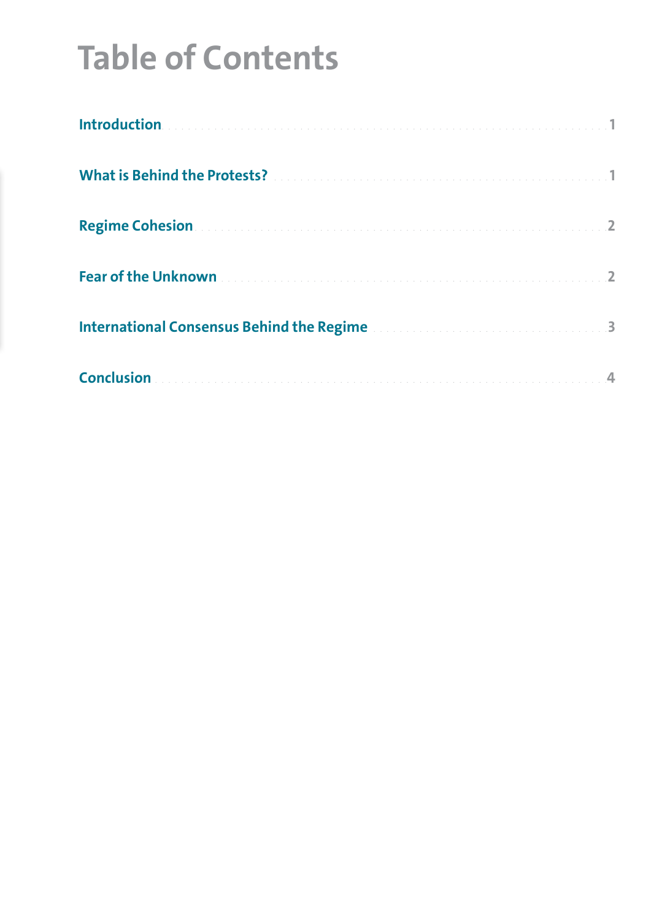# Table of Contents

| | |
|---|---|
| Introduction | 1 |
| What is Behind the Protests? | 1 |
| Regime Cohesion | 2 |
| Fear of the Unknown | 2 |
| International Consensus Behind the Regime | 3 |
| Conclusion | 4 |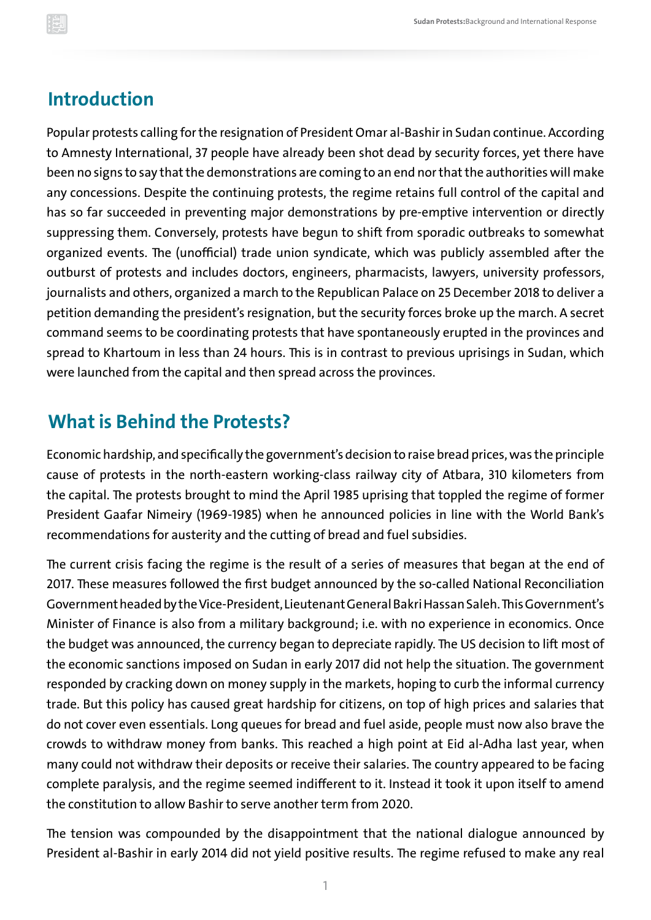## Introduction

Popular protests calling for the resignation of President Omar al-Bashir in Sudan continue. According to Amnesty International, 37 people have already been shot dead by security forces, yet there have been no signs to say that the demonstrations are coming to an end nor that the authorities will make any concessions. Despite the continuing protests, the regime retains full control of the capital and has so far succeeded in preventing major demonstrations by pre-emptive intervention or directly suppressing them. Conversely, protests have begun to shift from sporadic outbreaks to somewhat organized events. The (unofficial) trade union syndicate, which was publicly assembled after the outburst of protests and includes doctors, engineers, pharmacists, lawyers, university professors, journalists and others, organized a march to the Republican Palace on 25 December 2018 to deliver a petition demanding the president's resignation, but the security forces broke up the march. A secret command seems to be coordinating protests that have spontaneously erupted in the provinces and spread to Khartoum in less than 24 hours. This is in contrast to previous uprisings in Sudan, which were launched from the capital and then spread across the provinces.

## What is Behind the Protests?

Economic hardship, and specifically the government's decision to raise bread prices, was the principle cause of protests in the north-eastern working-class railway city of Atbara, 310 kilometers from the capital. The protests brought to mind the April 1985 uprising that toppled the regime of former President Gaafar Nimeiry (1969-1985) when he announced policies in line with the World Bank's recommendations for austerity and the cutting of bread and fuel subsidies.

The current crisis facing the regime is the result of a series of measures that began at the end of 2017. These measures followed the first budget announced by the so-called National Reconciliation Government headed by the Vice-President, Lieutenant General Bakri Hassan Saleh. This Government's Minister of Finance is also from a military background; i.e. with no experience in economics. Once the budget was announced, the currency began to depreciate rapidly. The US decision to lift most of the economic sanctions imposed on Sudan in early 2017 did not help the situation. The government responded by cracking down on money supply in the markets, hoping to curb the informal currency trade. But this policy has caused great hardship for citizens, on top of high prices and salaries that do not cover even essentials. Long queues for bread and fuel aside, people must now also brave the crowds to withdraw money from banks. This reached a high point at Eid al-Adha last year, when many could not withdraw their deposits or receive their salaries. The country appeared to be facing complete paralysis, and the regime seemed indifferent to it. Instead it took it upon itself to amend the constitution to allow Bashir to serve another term from 2020.

The tension was compounded by the disappointment that the national dialogue announced by President al-Bashir in early 2014 did not yield positive results. The regime refused to make any real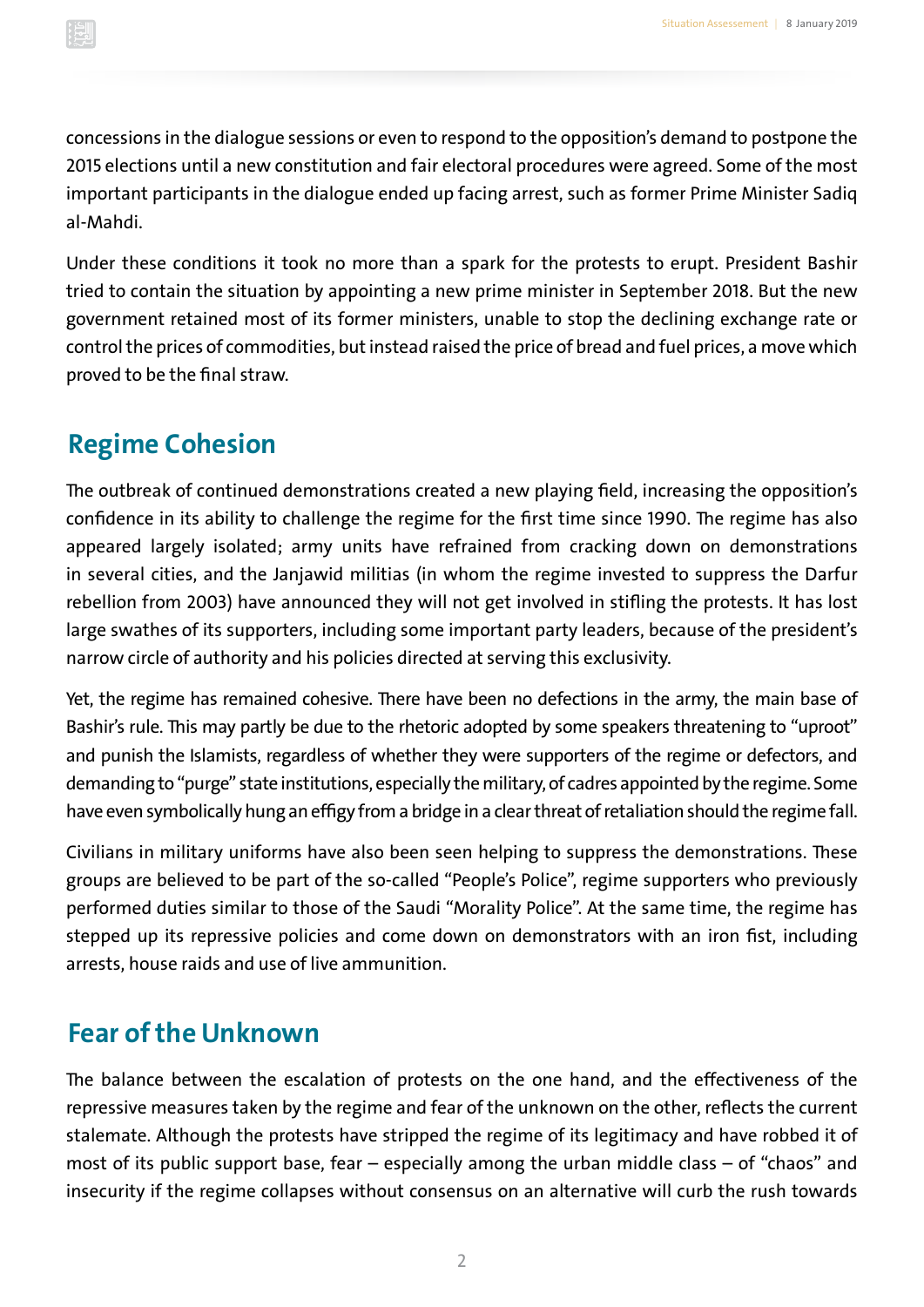concessions in the dialogue sessions or even to respond to the opposition's demand to postpone the 2015 elections until a new constitution and fair electoral procedures were agreed. Some of the most important participants in the dialogue ended up facing arrest, such as former Prime Minister Sadiq al-Mahdi.

Under these conditions it took no more than a spark for the protests to erupt. President Bashir tried to contain the situation by appointing a new prime minister in September 2018. But the new government retained most of its former ministers, unable to stop the declining exchange rate or control the prices of commodities, but instead raised the price of bread and fuel prices, a move which proved to be the final straw.

## Regime Cohesion

The outbreak of continued demonstrations created a new playing field, increasing the opposition's confidence in its ability to challenge the regime for the first time since 1990. The regime has also appeared largely isolated; army units have refrained from cracking down on demonstrations in several cities, and the Janjawid militias (in whom the regime invested to suppress the Darfur rebellion from 2003) have announced they will not get involved in stifling the protests. It has lost large swathes of its supporters, including some important party leaders, because of the president's narrow circle of authority and his policies directed at serving this exclusivity.

Yet, the regime has remained cohesive. There have been no defections in the army, the main base of Bashir's rule. This may partly be due to the rhetoric adopted by some speakers threatening to "uproot" and punish the Islamists, regardless of whether they were supporters of the regime or defectors, and demanding to "purge" state institutions, especially the military, of cadres appointed by the regime. Some have even symbolically hung an effigy from a bridge in a clear threat of retaliation should the regime fall.

Civilians in military uniforms have also been seen helping to suppress the demonstrations. These groups are believed to be part of the so-called "People's Police", regime supporters who previously performed duties similar to those of the Saudi "Morality Police". At the same time, the regime has stepped up its repressive policies and come down on demonstrators with an iron fist, including arrests, house raids and use of live ammunition.

## Fear of the Unknown

The balance between the escalation of protests on the one hand, and the effectiveness of the repressive measures taken by the regime and fear of the unknown on the other, reflects the current stalemate. Although the protests have stripped the regime of its legitimacy and have robbed it of most of its public support base, fear – especially among the urban middle class – of "chaos" and insecurity if the regime collapses without consensus on an alternative will curb the rush towards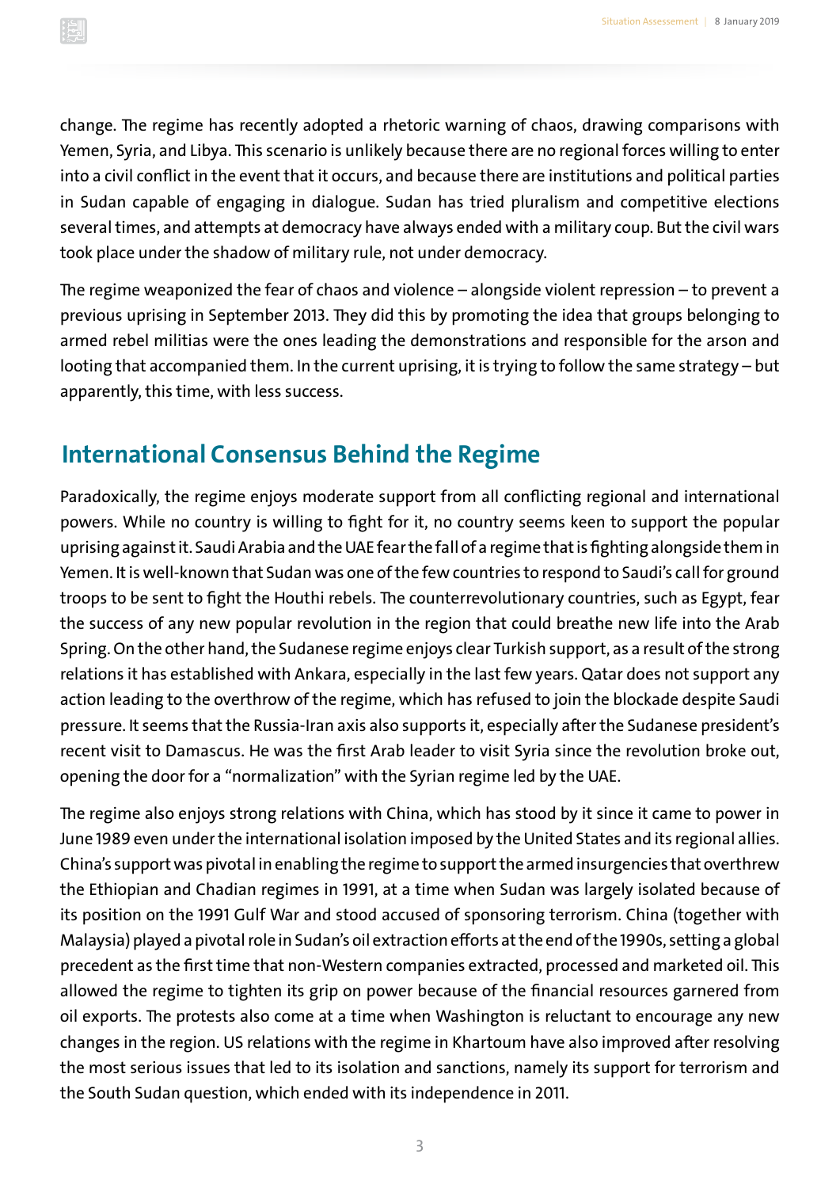change. The regime has recently adopted a rhetoric warning of chaos, drawing comparisons with Yemen, Syria, and Libya. This scenario is unlikely because there are no regional forces willing to enter into a civil conflict in the event that it occurs, and because there are institutions and political parties in Sudan capable of engaging in dialogue. Sudan has tried pluralism and competitive elections several times, and attempts at democracy have always ended with a military coup. But the civil wars took place under the shadow of military rule, not under democracy.

The regime weaponized the fear of chaos and violence – alongside violent repression – to prevent a previous uprising in September 2013. They did this by promoting the idea that groups belonging to armed rebel militias were the ones leading the demonstrations and responsible for the arson and looting that accompanied them. In the current uprising, it is trying to follow the same strategy – but apparently, this time, with less success.

## International Consensus Behind the Regime

Paradoxically, the regime enjoys moderate support from all conflicting regional and international powers. While no country is willing to fight for it, no country seems keen to support the popular uprising against it. Saudi Arabia and the UAE fear the fall of a regime that is fighting alongside them in Yemen. It is well-known that Sudan was one of the few countries to respond to Saudi's call for ground troops to be sent to fight the Houthi rebels. The counterrevolutionary countries, such as Egypt, fear the success of any new popular revolution in the region that could breathe new life into the Arab Spring. On the other hand, the Sudanese regime enjoys clear Turkish support, as a result of the strong relations it has established with Ankara, especially in the last few years. Qatar does not support any action leading to the overthrow of the regime, which has refused to join the blockade despite Saudi pressure. It seems that the Russia-Iran axis also supports it, especially after the Sudanese president's recent visit to Damascus. He was the first Arab leader to visit Syria since the revolution broke out, opening the door for a "normalization" with the Syrian regime led by the UAE.

The regime also enjoys strong relations with China, which has stood by it since it came to power in June 1989 even under the international isolation imposed by the United States and its regional allies. China's support was pivotal in enabling the regime to support the armed insurgencies that overthrew the Ethiopian and Chadian regimes in 1991, at a time when Sudan was largely isolated because of its position on the 1991 Gulf War and stood accused of sponsoring terrorism. China (together with Malaysia) played a pivotal role in Sudan's oil extraction efforts at the end of the 1990s, setting a global precedent as the first time that non-Western companies extracted, processed and marketed oil. This allowed the regime to tighten its grip on power because of the financial resources garnered from oil exports. The protests also come at a time when Washington is reluctant to encourage any new changes in the region. US relations with the regime in Khartoum have also improved after resolving the most serious issues that led to its isolation and sanctions, namely its support for terrorism and the South Sudan question, which ended with its independence in 2011.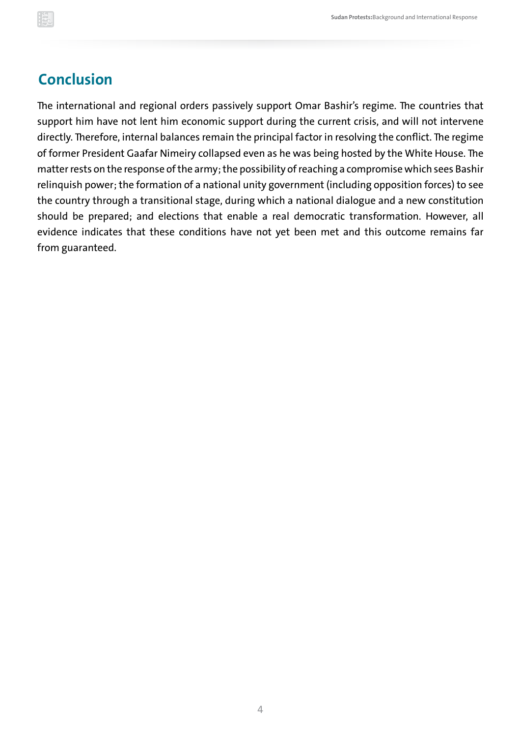## Conclusion

The international and regional orders passively support Omar Bashir's regime. The countries that support him have not lent him economic support during the current crisis, and will not intervene directly. Therefore, internal balances remain the principal factor in resolving the conflict. The regime of former President Gaafar Nimeiry collapsed even as he was being hosted by the White House. The matter rests on the response of the army; the possibility of reaching a compromise which sees Bashir relinquish power; the formation of a national unity government (including opposition forces) to see the country through a transitional stage, during which a national dialogue and a new constitution should be prepared; and elections that enable a real democratic transformation. However, all evidence indicates that these conditions have not yet been met and this outcome remains far from guaranteed.